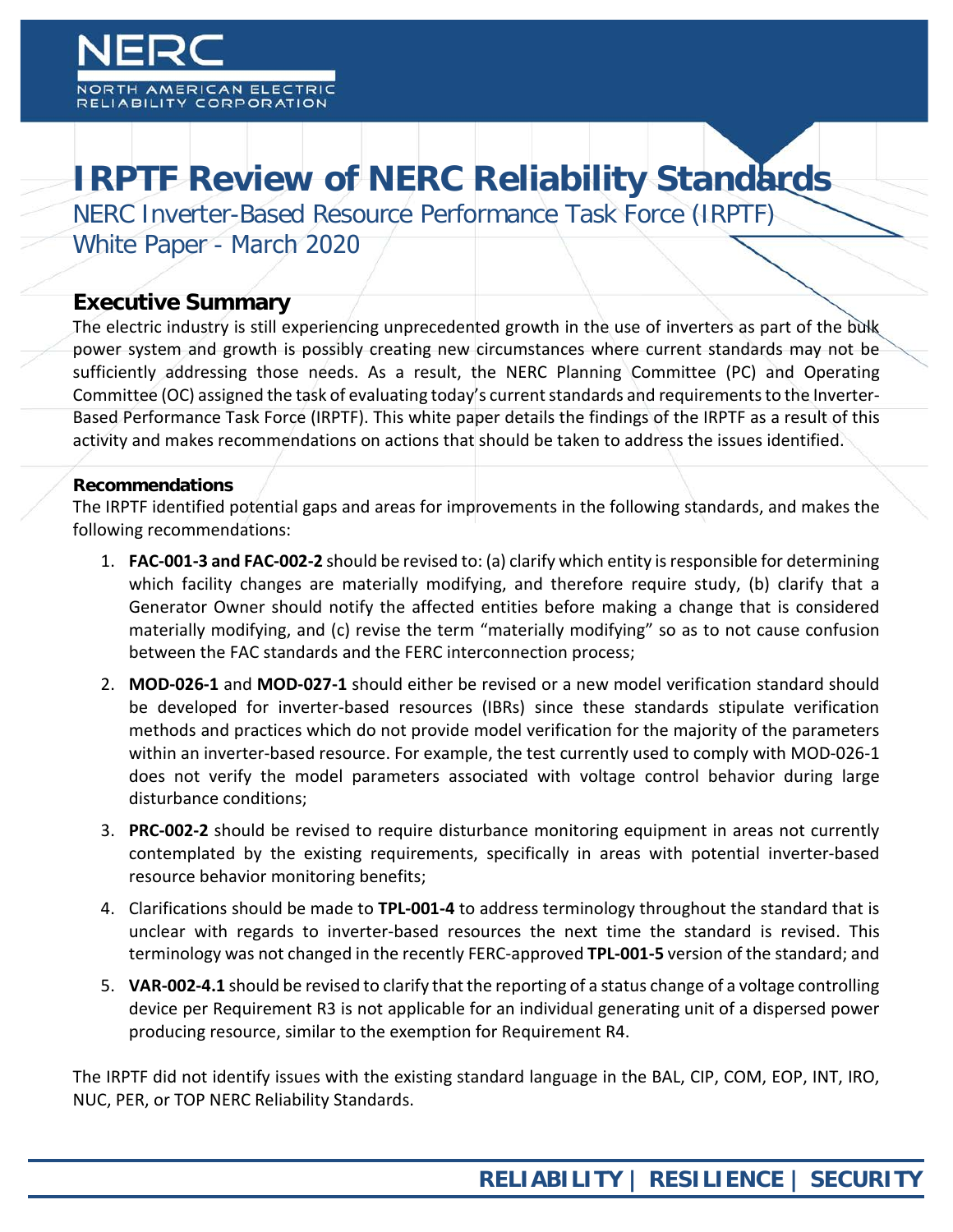NERC

NORTH AMERICAN ELECTRIC RELIABILITY CORPORATION

# IRPTF Review of NERC Reliability Standards

NERC Inverter-Based Resource Performance Task Force (IRPTF)

White Paper - March 2020

## Executive Summary

The electric industry is still experiencing unprecedented growth in the use of inverters as part of the bulk power system and growth is possibly creating new circumstances where current standards may not be sufficiently addressing those needs. As a result, the NERC Planning Committee (PC) and Operating Committee (OC) assigned the task of evaluating today's current standards and requirements to the Inverter-Based Performance Task Force (IRPTF). This white paper details the findings of the IRPTF as a result of this activity and makes recommendations on actions that should be taken to address the issues identified.

### Recommendations

The IRPTF identified potential gaps and areas for improvements in the following standards, and makes the following recommendations:

1. **FAC-001-3 and FAC-002-2** should be revised to: (a) clarify which entity is responsible for determining which facility changes are materially modifying, and therefore require study, (b) clarify that a Generator Owner should notify the affected entities before making a change that is considered materially modifying, and (c) revise the term "materially modifying" so as to not cause confusion between the FAC standards and the FERC interconnection process;
2. **MOD-026-1** and **MOD-027-1** should either be revised or a new model verification standard should be developed for inverter-based resources (IBRs) since these standards stipulate verification methods and practices which do not provide model verification for the majority of the parameters within an inverter-based resource. For example, the test currently used to comply with MOD-026-1 does not verify the model parameters associated with voltage control behavior during large disturbance conditions;
3. **PRC-002-2** should be revised to require disturbance monitoring equipment in areas not currently contemplated by the existing requirements, specifically in areas with potential inverter-based resource behavior monitoring benefits;
4. Clarifications should be made to **TPL-001-4** to address terminology throughout the standard that is unclear with regards to inverter-based resources the next time the standard is revised. This terminology was not changed in the recently FERC-approved **TPL-001-5** version of the standard; and
5. **VAR-002-4.1** should be revised to clarify that the reporting of a status change of a voltage controlling device per Requirement R3 is not applicable for an individual generating unit of a dispersed power producing resource, similar to the exemption for Requirement R4.

The IRPTF did not identify issues with the existing standard language in the BAL, CIP, COM, EOP, INT, IRO, NUC, PER, or TOP NERC Reliability Standards.

**RELIABILITY | RESILIENCE | SECURITY**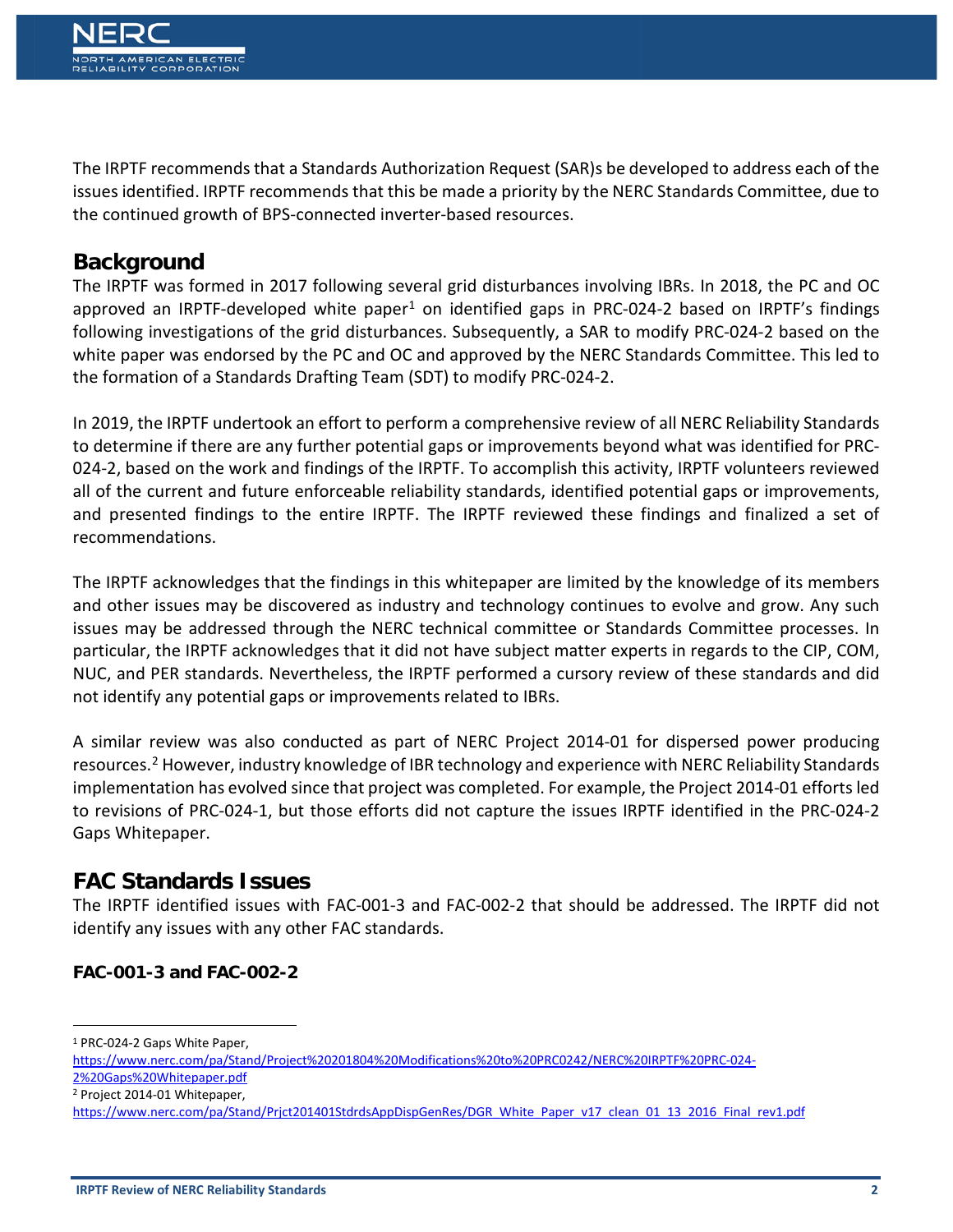The IRPTF recommends that a Standards Authorization Request (SAR)s be developed to address each of the issues identified. IRPTF recommends that this be made a priority by the NERC Standards Committee, due to the continued growth of BPS-connected inverter-based resources.

## Background

The IRPTF was formed in 2017 following several grid disturbances involving IBRs. In 2018, the PC and OC approved an IRPTF-developed white paper[1] on identified gaps in PRC-024-2 based on IRPTF's findings following investigations of the grid disturbances. Subsequently, a SAR to modify PRC-024-2 based on the white paper was endorsed by the PC and OC and approved by the NERC Standards Committee. This led to the formation of a Standards Drafting Team (SDT) to modify PRC-024-2.

In 2019, the IRPTF undertook an effort to perform a comprehensive review of all NERC Reliability Standards to determine if there are any further potential gaps or improvements beyond what was identified for PRC-024-2, based on the work and findings of the IRPTF. To accomplish this activity, IRPTF volunteers reviewed all of the current and future enforceable reliability standards, identified potential gaps or improvements, and presented findings to the entire IRPTF. The IRPTF reviewed these findings and finalized a set of recommendations.

The IRPTF acknowledges that the findings in this whitepaper are limited by the knowledge of its members and other issues may be discovered as industry and technology continues to evolve and grow. Any such issues may be addressed through the NERC technical committee or Standards Committee processes. In particular, the IRPTF acknowledges that it did not have subject matter experts in regards to the CIP, COM, NUC, and PER standards. Nevertheless, the IRPTF performed a cursory review of these standards and did not identify any potential gaps or improvements related to IBRs.

A similar review was also conducted as part of NERC Project 2014-01 for dispersed power producing resources.[2] However, industry knowledge of IBR technology and experience with NERC Reliability Standards implementation has evolved since that project was completed. For example, the Project 2014-01 efforts led to revisions of PRC-024-1, but those efforts did not capture the issues IRPTF identified in the PRC-024-2 Gaps Whitepaper.

## FAC Standards Issues

The IRPTF identified issues with FAC-001-3 and FAC-002-2 that should be addressed. The IRPTF did not identify any issues with any other FAC standards.

### FAC-001-3 and FAC-002-2

---

[1] PRC-024-2 Gaps White Paper, https://www.nerc.com/pa/Stand/Project%20201804%20Modifications%20to%20PRC0242/NERC%20IRPTF%20PRC-024-2%20Gaps%20Whitepaper.pdf

[2] Project 2014-01 Whitepaper, https://www.nerc.com/pa/Stand/Prjct201401StdrdsAppDispGenRes/DGR_White_Paper_v17_clean_01_13_2016_Final_rev1.pdf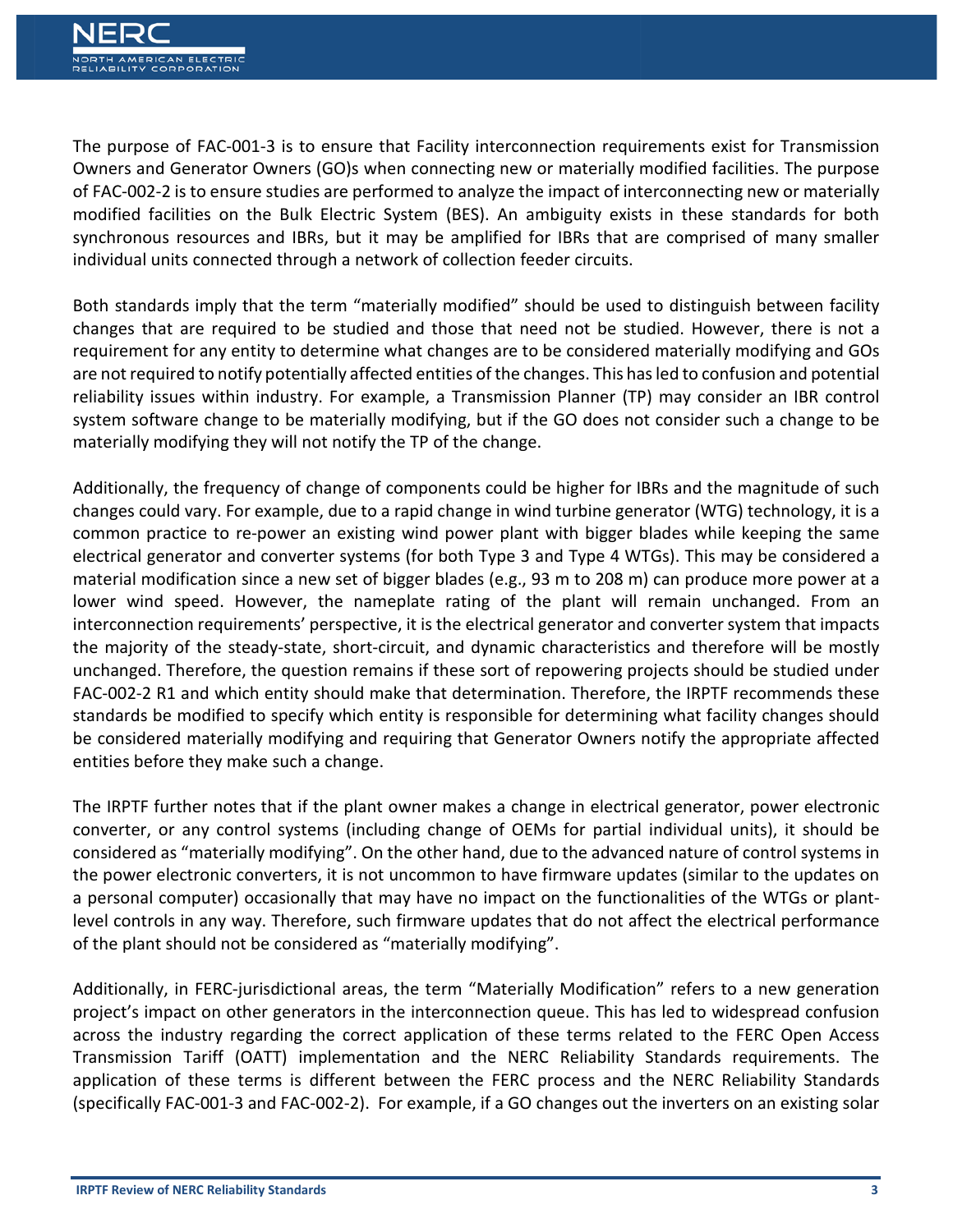The purpose of FAC-001-3 is to ensure that Facility interconnection requirements exist for Transmission Owners and Generator Owners (GO)s when connecting new or materially modified facilities. The purpose of FAC-002-2 is to ensure studies are performed to analyze the impact of interconnecting new or materially modified facilities on the Bulk Electric System (BES). An ambiguity exists in these standards for both synchronous resources and IBRs, but it may be amplified for IBRs that are comprised of many smaller individual units connected through a network of collection feeder circuits.

Both standards imply that the term "materially modified" should be used to distinguish between facility changes that are required to be studied and those that need not be studied. However, there is not a requirement for any entity to determine what changes are to be considered materially modifying and GOs are not required to notify potentially affected entities of the changes. This has led to confusion and potential reliability issues within industry. For example, a Transmission Planner (TP) may consider an IBR control system software change to be materially modifying, but if the GO does not consider such a change to be materially modifying they will not notify the TP of the change.

Additionally, the frequency of change of components could be higher for IBRs and the magnitude of such changes could vary. For example, due to a rapid change in wind turbine generator (WTG) technology, it is a common practice to re-power an existing wind power plant with bigger blades while keeping the same electrical generator and converter systems (for both Type 3 and Type 4 WTGs). This may be considered a material modification since a new set of bigger blades (e.g., 93 m to 208 m) can produce more power at a lower wind speed. However, the nameplate rating of the plant will remain unchanged. From an interconnection requirements' perspective, it is the electrical generator and converter system that impacts the majority of the steady-state, short-circuit, and dynamic characteristics and therefore will be mostly unchanged. Therefore, the question remains if these sort of repowering projects should be studied under FAC-002-2 R1 and which entity should make that determination. Therefore, the IRPTF recommends these standards be modified to specify which entity is responsible for determining what facility changes should be considered materially modifying and requiring that Generator Owners notify the appropriate affected entities before they make such a change.

The IRPTF further notes that if the plant owner makes a change in electrical generator, power electronic converter, or any control systems (including change of OEMs for partial individual units), it should be considered as "materially modifying". On the other hand, due to the advanced nature of control systems in the power electronic converters, it is not uncommon to have firmware updates (similar to the updates on a personal computer) occasionally that may have no impact on the functionalities of the WTGs or plant-level controls in any way. Therefore, such firmware updates that do not affect the electrical performance of the plant should not be considered as "materially modifying".

Additionally, in FERC-jurisdictional areas, the term "Materially Modification" refers to a new generation project's impact on other generators in the interconnection queue. This has led to widespread confusion across the industry regarding the correct application of these terms related to the FERC Open Access Transmission Tariff (OATT) implementation and the NERC Reliability Standards requirements. The application of these terms is different between the FERC process and the NERC Reliability Standards (specifically FAC-001-3 and FAC-002-2). For example, if a GO changes out the inverters on an existing solar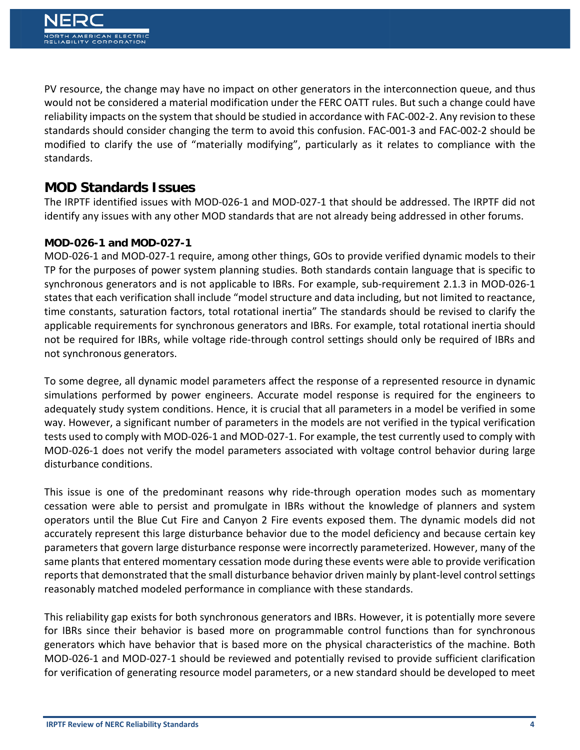PV resource, the change may have no impact on other generators in the interconnection queue, and thus would not be considered a material modification under the FERC OATT rules. But such a change could have reliability impacts on the system that should be studied in accordance with FAC-002-2. Any revision to these standards should consider changing the term to avoid this confusion. FAC-001-3 and FAC-002-2 should be modified to clarify the use of "materially modifying", particularly as it relates to compliance with the standards.

## MOD Standards Issues

The IRPTF identified issues with MOD-026-1 and MOD-027-1 that should be addressed. The IRPTF did not identify any issues with any other MOD standards that are not already being addressed in other forums.

### MOD-026-1 and MOD-027-1

MOD-026-1 and MOD-027-1 require, among other things, GOs to provide verified dynamic models to their TP for the purposes of power system planning studies. Both standards contain language that is specific to synchronous generators and is not applicable to IBRs. For example, sub-requirement 2.1.3 in MOD-026-1 states that each verification shall include "model structure and data including, but not limited to reactance, time constants, saturation factors, total rotational inertia" The standards should be revised to clarify the applicable requirements for synchronous generators and IBRs. For example, total rotational inertia should not be required for IBRs, while voltage ride-through control settings should only be required of IBRs and not synchronous generators.

To some degree, all dynamic model parameters affect the response of a represented resource in dynamic simulations performed by power engineers. Accurate model response is required for the engineers to adequately study system conditions. Hence, it is crucial that all parameters in a model be verified in some way. However, a significant number of parameters in the models are not verified in the typical verification tests used to comply with MOD-026-1 and MOD-027-1. For example, the test currently used to comply with MOD-026-1 does not verify the model parameters associated with voltage control behavior during large disturbance conditions.

This issue is one of the predominant reasons why ride-through operation modes such as momentary cessation were able to persist and promulgate in IBRs without the knowledge of planners and system operators until the Blue Cut Fire and Canyon 2 Fire events exposed them. The dynamic models did not accurately represent this large disturbance behavior due to the model deficiency and because certain key parameters that govern large disturbance response were incorrectly parameterized. However, many of the same plants that entered momentary cessation mode during these events were able to provide verification reports that demonstrated that the small disturbance behavior driven mainly by plant-level control settings reasonably matched modeled performance in compliance with these standards.

This reliability gap exists for both synchronous generators and IBRs. However, it is potentially more severe for IBRs since their behavior is based more on programmable control functions than for synchronous generators which have behavior that is based more on the physical characteristics of the machine. Both MOD-026-1 and MOD-027-1 should be reviewed and potentially revised to provide sufficient clarification for verification of generating resource model parameters, or a new standard should be developed to meet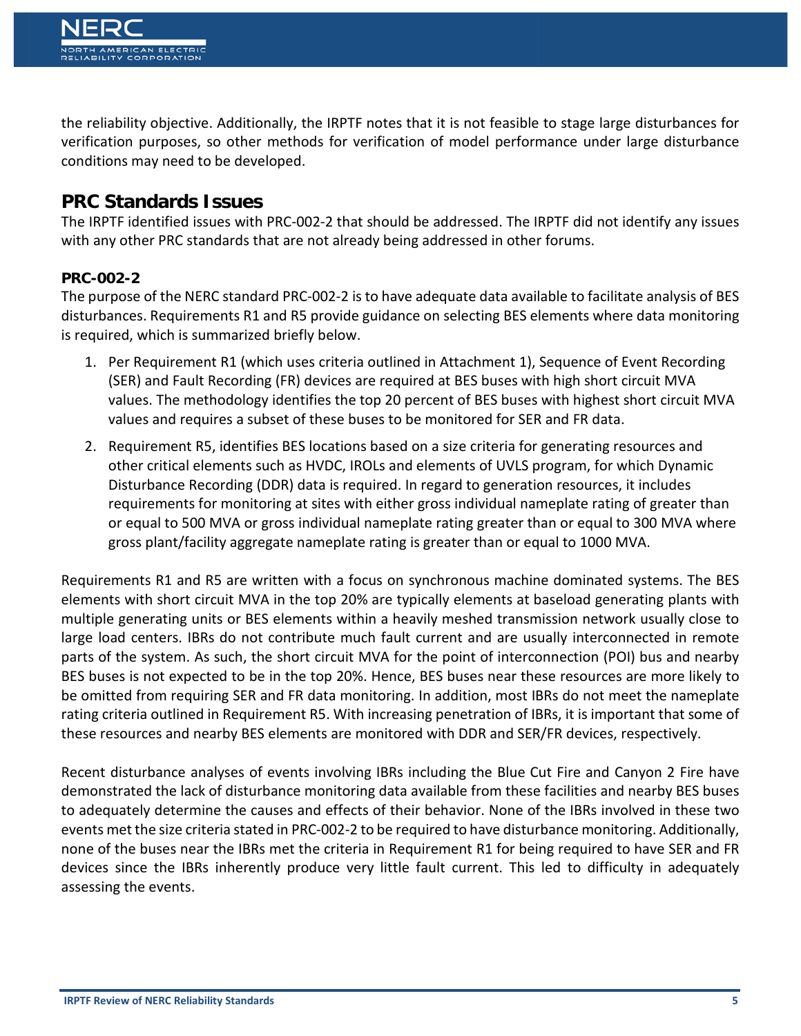the reliability objective. Additionally, the IRPTF notes that it is not feasible to stage large disturbances for verification purposes, so other methods for verification of model performance under large disturbance conditions may need to be developed.

## PRC Standards Issues

The IRPTF identified issues with PRC-002-2 that should be addressed. The IRPTF did not identify any issues with any other PRC standards that are not already being addressed in other forums.

### PRC-002-2

The purpose of the NERC standard PRC-002-2 is to have adequate data available to facilitate analysis of BES disturbances. Requirements R1 and R5 provide guidance on selecting BES elements where data monitoring is required, which is summarized briefly below.

1. Per Requirement R1 (which uses criteria outlined in Attachment 1), Sequence of Event Recording (SER) and Fault Recording (FR) devices are required at BES buses with high short circuit MVA values. The methodology identifies the top 20 percent of BES buses with highest short circuit MVA values and requires a subset of these buses to be monitored for SER and FR data.
2. Requirement R5, identifies BES locations based on a size criteria for generating resources and other critical elements such as HVDC, IROLs and elements of UVLS program, for which Dynamic Disturbance Recording (DDR) data is required. In regard to generation resources, it includes requirements for monitoring at sites with either gross individual nameplate rating of greater than or equal to 500 MVA or gross individual nameplate rating greater than or equal to 300 MVA where gross plant/facility aggregate nameplate rating is greater than or equal to 1000 MVA.

Requirements R1 and R5 are written with a focus on synchronous machine dominated systems. The BES elements with short circuit MVA in the top 20% are typically elements at baseload generating plants with multiple generating units or BES elements within a heavily meshed transmission network usually close to large load centers. IBRs do not contribute much fault current and are usually interconnected in remote parts of the system. As such, the short circuit MVA for the point of interconnection (POI) bus and nearby BES buses is not expected to be in the top 20%. Hence, BES buses near these resources are more likely to be omitted from requiring SER and FR data monitoring. In addition, most IBRs do not meet the nameplate rating criteria outlined in Requirement R5. With increasing penetration of IBRs, it is important that some of these resources and nearby BES elements are monitored with DDR and SER/FR devices, respectively.

Recent disturbance analyses of events involving IBRs including the Blue Cut Fire and Canyon 2 Fire have demonstrated the lack of disturbance monitoring data available from these facilities and nearby BES buses to adequately determine the causes and effects of their behavior. None of the IBRs involved in these two events met the size criteria stated in PRC-002-2 to be required to have disturbance monitoring. Additionally, none of the buses near the IBRs met the criteria in Requirement R1 for being required to have SER and FR devices since the IBRs inherently produce very little fault current. This led to difficulty in adequately assessing the events.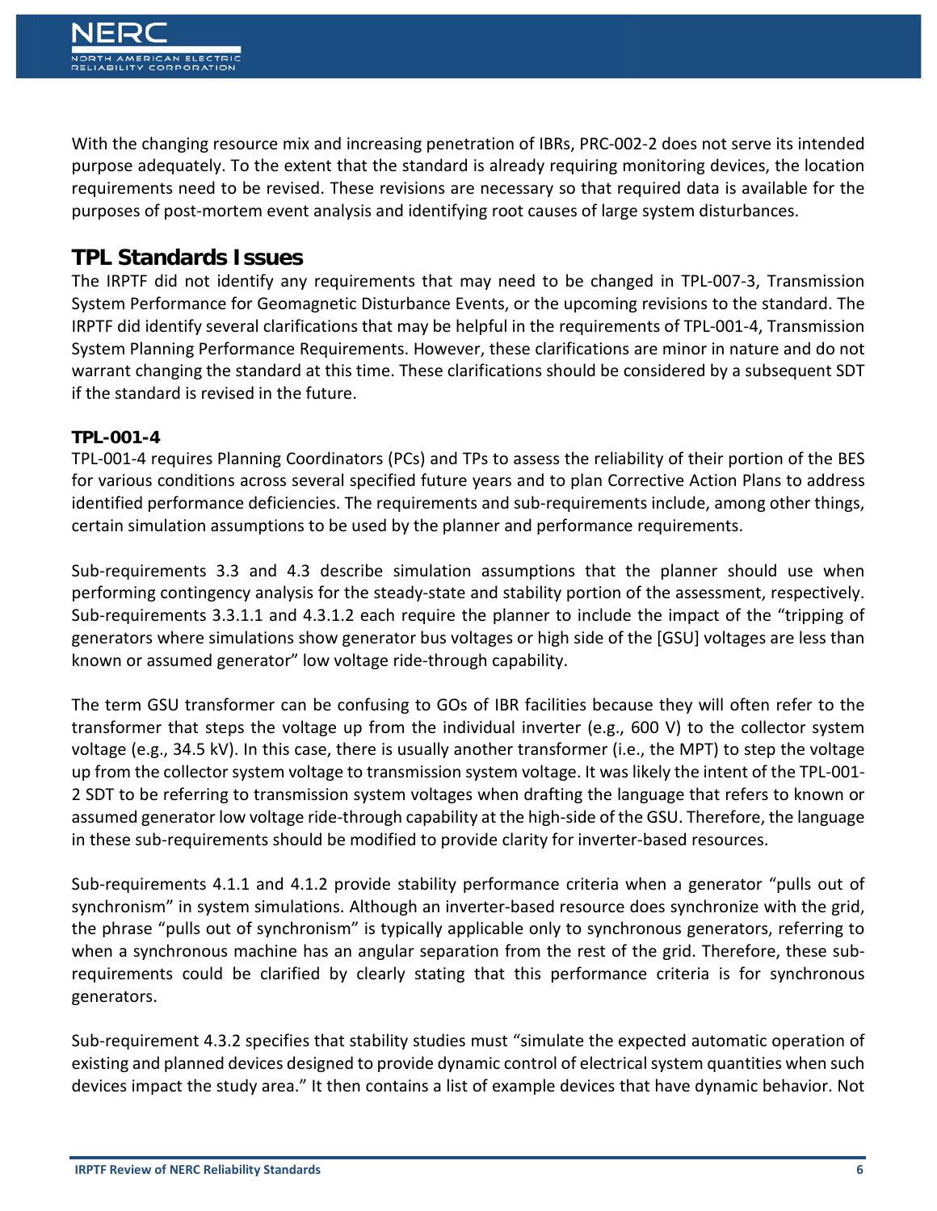With the changing resource mix and increasing penetration of IBRs, PRC-002-2 does not serve its intended purpose adequately. To the extent that the standard is already requiring monitoring devices, the location requirements need to be revised. These revisions are necessary so that required data is available for the purposes of post-mortem event analysis and identifying root causes of large system disturbances.

## TPL Standards Issues

The IRPTF did not identify any requirements that may need to be changed in TPL-007-3, Transmission System Performance for Geomagnetic Disturbance Events, or the upcoming revisions to the standard. The IRPTF did identify several clarifications that may be helpful in the requirements of TPL-001-4, Transmission System Planning Performance Requirements. However, these clarifications are minor in nature and do not warrant changing the standard at this time. These clarifications should be considered by a subsequent SDT if the standard is revised in the future.

### TPL-001-4

TPL-001-4 requires Planning Coordinators (PCs) and TPs to assess the reliability of their portion of the BES for various conditions across several specified future years and to plan Corrective Action Plans to address identified performance deficiencies. The requirements and sub-requirements include, among other things, certain simulation assumptions to be used by the planner and performance requirements.

Sub-requirements 3.3 and 4.3 describe simulation assumptions that the planner should use when performing contingency analysis for the steady-state and stability portion of the assessment, respectively. Sub-requirements 3.3.1.1 and 4.3.1.2 each require the planner to include the impact of the "tripping of generators where simulations show generator bus voltages or high side of the [GSU] voltages are less than known or assumed generator" low voltage ride-through capability.

The term GSU transformer can be confusing to GOs of IBR facilities because they will often refer to the transformer that steps the voltage up from the individual inverter (e.g., 600 V) to the collector system voltage (e.g., 34.5 kV). In this case, there is usually another transformer (i.e., the MPT) to step the voltage up from the collector system voltage to transmission system voltage. It was likely the intent of the TPL-001-2 SDT to be referring to transmission system voltages when drafting the language that refers to known or assumed generator low voltage ride-through capability at the high-side of the GSU. Therefore, the language in these sub-requirements should be modified to provide clarity for inverter-based resources.

Sub-requirements 4.1.1 and 4.1.2 provide stability performance criteria when a generator "pulls out of synchronism" in system simulations. Although an inverter-based resource does synchronize with the grid, the phrase "pulls out of synchronism" is typically applicable only to synchronous generators, referring to when a synchronous machine has an angular separation from the rest of the grid. Therefore, these sub-requirements could be clarified by clearly stating that this performance criteria is for synchronous generators.

Sub-requirement 4.3.2 specifies that stability studies must "simulate the expected automatic operation of existing and planned devices designed to provide dynamic control of electrical system quantities when such devices impact the study area." It then contains a list of example devices that have dynamic behavior. Not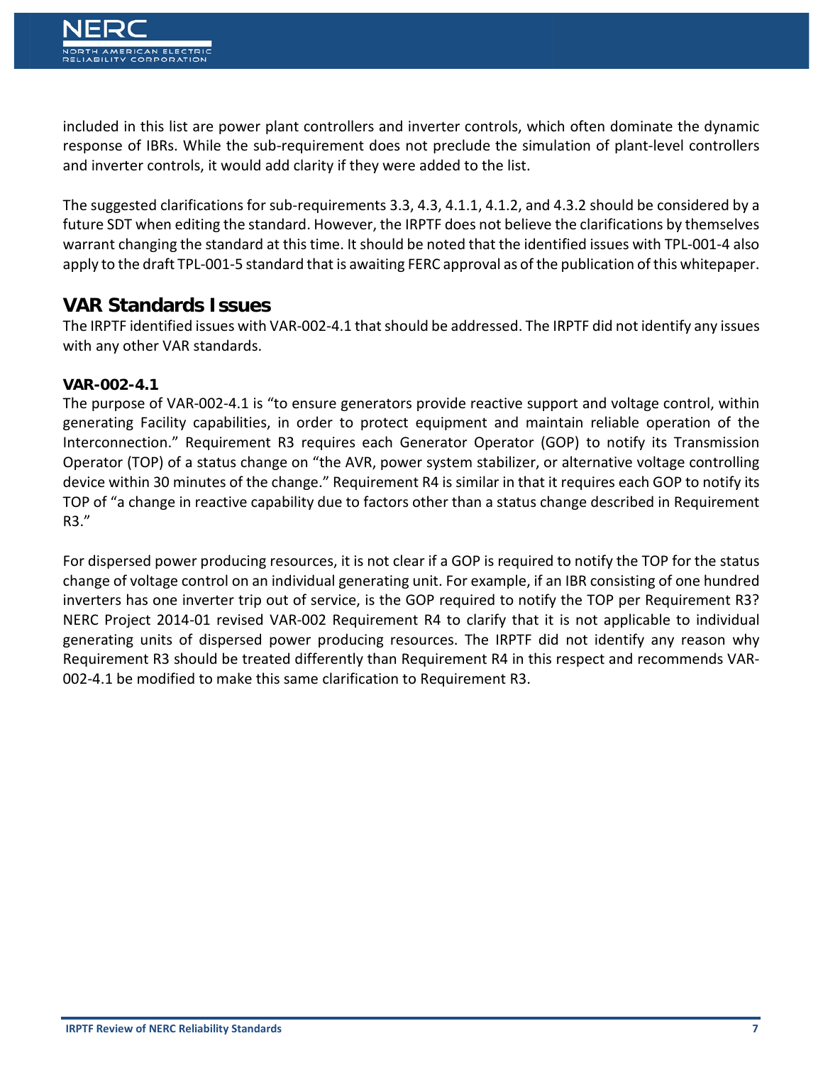included in this list are power plant controllers and inverter controls, which often dominate the dynamic response of IBRs. While the sub-requirement does not preclude the simulation of plant-level controllers and inverter controls, it would add clarity if they were added to the list.

The suggested clarifications for sub-requirements 3.3, 4.3, 4.1.1, 4.1.2, and 4.3.2 should be considered by a future SDT when editing the standard. However, the IRPTF does not believe the clarifications by themselves warrant changing the standard at this time. It should be noted that the identified issues with TPL-001-4 also apply to the draft TPL-001-5 standard that is awaiting FERC approval as of the publication of this whitepaper.

## VAR Standards Issues

The IRPTF identified issues with VAR-002-4.1 that should be addressed. The IRPTF did not identify any issues with any other VAR standards.

### VAR-002-4.1

The purpose of VAR-002-4.1 is "to ensure generators provide reactive support and voltage control, within generating Facility capabilities, in order to protect equipment and maintain reliable operation of the Interconnection." Requirement R3 requires each Generator Operator (GOP) to notify its Transmission Operator (TOP) of a status change on "the AVR, power system stabilizer, or alternative voltage controlling device within 30 minutes of the change." Requirement R4 is similar in that it requires each GOP to notify its TOP of "a change in reactive capability due to factors other than a status change described in Requirement R3."

For dispersed power producing resources, it is not clear if a GOP is required to notify the TOP for the status change of voltage control on an individual generating unit. For example, if an IBR consisting of one hundred inverters has one inverter trip out of service, is the GOP required to notify the TOP per Requirement R3? NERC Project 2014-01 revised VAR-002 Requirement R4 to clarify that it is not applicable to individual generating units of dispersed power producing resources. The IRPTF did not identify any reason why Requirement R3 should be treated differently than Requirement R4 in this respect and recommends VAR-002-4.1 be modified to make this same clarification to Requirement R3.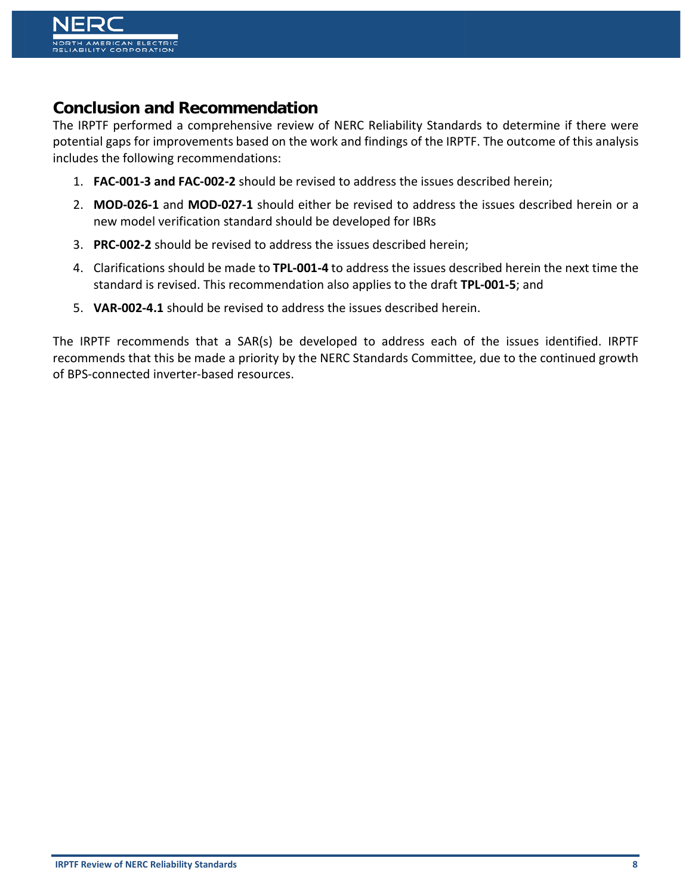## Conclusion and Recommendation

The IRPTF performed a comprehensive review of NERC Reliability Standards to determine if there were potential gaps for improvements based on the work and findings of the IRPTF. The outcome of this analysis includes the following recommendations:

1. **FAC-001-3 and FAC-002-2** should be revised to address the issues described herein;
2. **MOD-026-1** and **MOD-027-1** should either be revised to address the issues described herein or a new model verification standard should be developed for IBRs
3. **PRC-002-2** should be revised to address the issues described herein;
4. Clarifications should be made to **TPL-001-4** to address the issues described herein the next time the standard is revised. This recommendation also applies to the draft **TPL-001-5**; and
5. **VAR-002-4.1** should be revised to address the issues described herein.

The IRPTF recommends that a SAR(s) be developed to address each of the issues identified. IRPTF recommends that this be made a priority by the NERC Standards Committee, due to the continued growth of BPS-connected inverter-based resources.